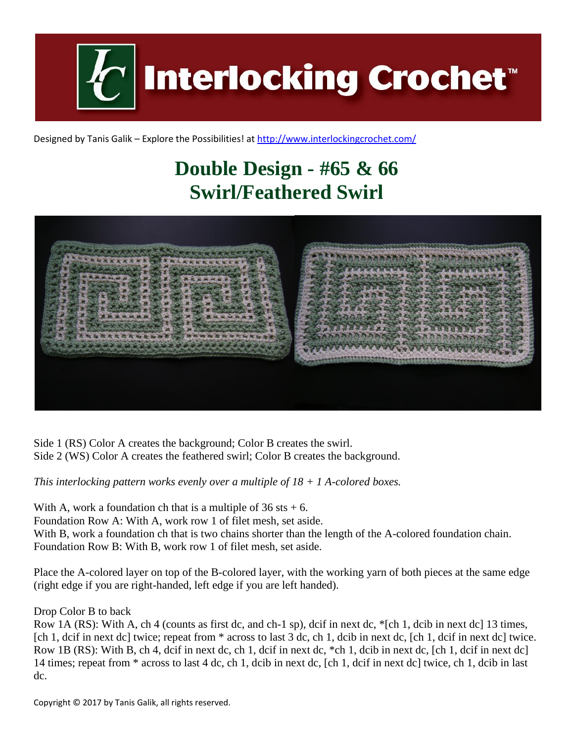# Interlocking Crochet™

Designed by Tanis Galik – Explore the Possibilities! at http://www.interlockingcrochet.com/

## Double Design - #65 & 66
## Swirl/Feathered Swirl

Side 1 (RS) Color A creates the background; Color B creates the swirl.
Side 2 (WS) Color A creates the feathered swirl; Color B creates the background.

*This interlocking pattern works evenly over a multiple of 18 + 1 A-colored boxes.*

With A, work a foundation ch that is a multiple of 36 sts + 6.
Foundation Row A: With A, work row 1 of filet mesh, set aside.
With B, work a foundation ch that is two chains shorter than the length of the A-colored foundation chain.
Foundation Row B: With B, work row 1 of filet mesh, set aside.

Place the A-colored layer on top of the B-colored layer, with the working yarn of both pieces at the same edge (right edge if you are right-handed, left edge if you are left handed).

Drop Color B to back
Row 1A (RS): With A, ch 4 (counts as first dc, and ch-1 sp), dcif in next dc, *[ch 1, dcib in next dc] 13 times, [ch 1, dcif in next dc] twice; repeat from * across to last 3 dc, ch 1, dcib in next dc, [ch 1, dcif in next dc] twice.
Row 1B (RS): With B, ch 4, dcif in next dc, ch 1, dcif in next dc, *ch 1, dcib in next dc, [ch 1, dcif in next dc] 14 times; repeat from * across to last 4 dc, ch 1, dcib in next dc, [ch 1, dcif in next dc] twice, ch 1, dcib in last dc.

Copyright © 2017 by Tanis Galik, all rights reserved.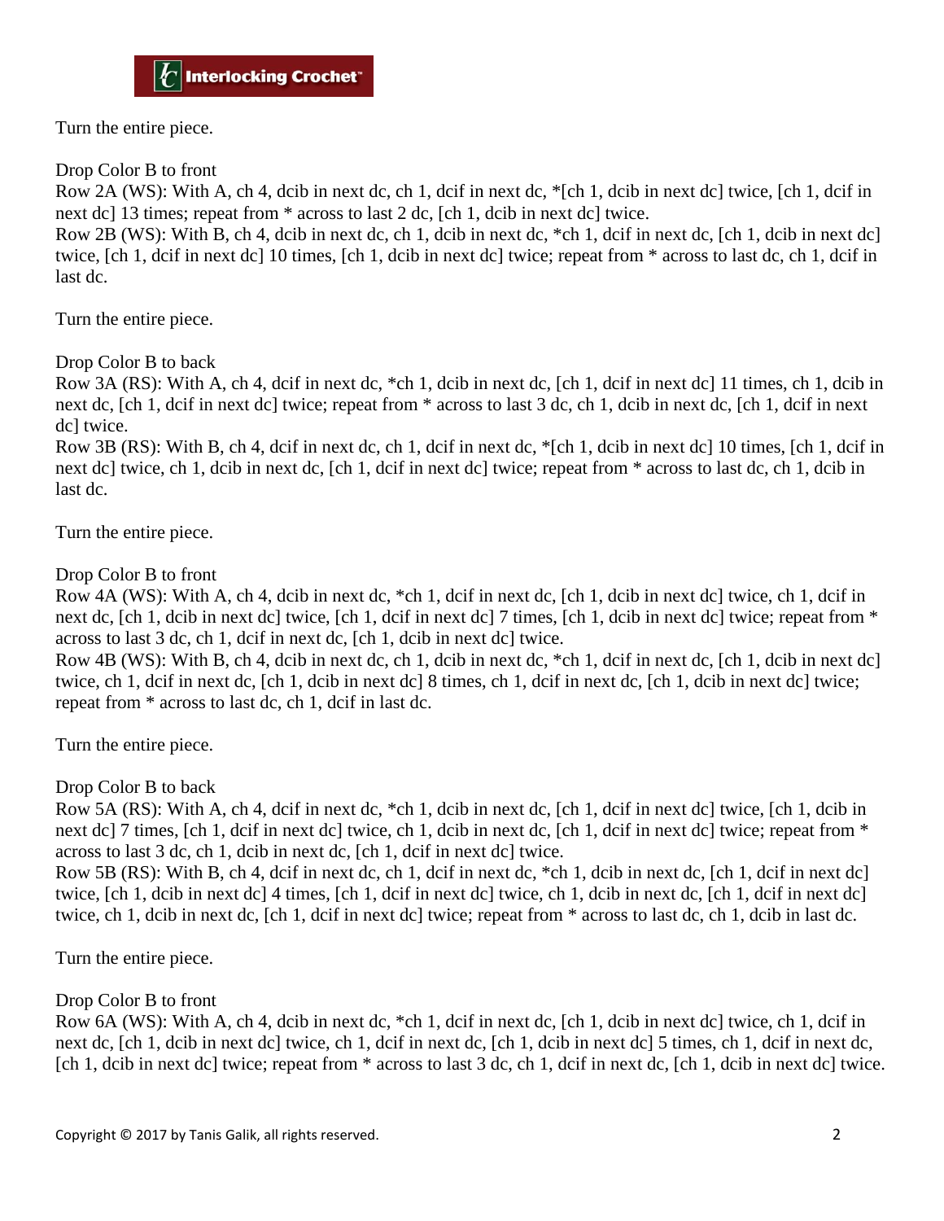Turn the entire piece.

Drop Color B to front

Row 2A (WS): With A, ch 4, dcib in next dc, ch 1, dcif in next dc, *[ch 1, dcib in next dc] twice, [ch 1, dcif in next dc] 13 times; repeat from * across to last 2 dc, [ch 1, dcib in next dc] twice.

Row 2B (WS): With B, ch 4, dcib in next dc, ch 1, dcib in next dc, *ch 1, dcif in next dc, [ch 1, dcib in next dc] twice, [ch 1, dcif in next dc] 10 times, [ch 1, dcib in next dc] twice; repeat from * across to last dc, ch 1, dcif in last dc.

Turn the entire piece.

Drop Color B to back

Row 3A (RS): With A, ch 4, dcif in next dc, *ch 1, dcib in next dc, [ch 1, dcif in next dc] 11 times, ch 1, dcib in next dc, [ch 1, dcif in next dc] twice; repeat from * across to last 3 dc, ch 1, dcib in next dc, [ch 1, dcif in next dc] twice.

Row 3B (RS): With B, ch 4, dcif in next dc, ch 1, dcif in next dc, *[ch 1, dcib in next dc] 10 times, [ch 1, dcif in next dc] twice, ch 1, dcib in next dc, [ch 1, dcif in next dc] twice; repeat from * across to last dc, ch 1, dcib in last dc.

Turn the entire piece.

Drop Color B to front

Row 4A (WS): With A, ch 4, dcib in next dc, *ch 1, dcif in next dc, [ch 1, dcib in next dc] twice, ch 1, dcif in next dc, [ch 1, dcib in next dc] twice, [ch 1, dcif in next dc] 7 times, [ch 1, dcib in next dc] twice; repeat from * across to last 3 dc, ch 1, dcif in next dc, [ch 1, dcib in next dc] twice.

Row 4B (WS): With B, ch 4, dcib in next dc, ch 1, dcib in next dc, *ch 1, dcif in next dc, [ch 1, dcib in next dc] twice, ch 1, dcif in next dc, [ch 1, dcib in next dc] 8 times, ch 1, dcif in next dc, [ch 1, dcib in next dc] twice; repeat from * across to last dc, ch 1, dcif in last dc.

Turn the entire piece.

Drop Color B to back

Row 5A (RS): With A, ch 4, dcif in next dc, *ch 1, dcib in next dc, [ch 1, dcif in next dc] twice, [ch 1, dcib in next dc] 7 times, [ch 1, dcif in next dc] twice, ch 1, dcib in next dc, [ch 1, dcif in next dc] twice; repeat from * across to last 3 dc, ch 1, dcib in next dc, [ch 1, dcif in next dc] twice.

Row 5B (RS): With B, ch 4, dcif in next dc, ch 1, dcif in next dc, *ch 1, dcib in next dc, [ch 1, dcif in next dc] twice, [ch 1, dcib in next dc] 4 times, [ch 1, dcif in next dc] twice, ch 1, dcib in next dc, [ch 1, dcif in next dc] twice, ch 1, dcib in next dc, [ch 1, dcif in next dc] twice; repeat from * across to last dc, ch 1, dcib in last dc.

Turn the entire piece.

Drop Color B to front

Row 6A (WS): With A, ch 4, dcib in next dc, *ch 1, dcif in next dc, [ch 1, dcib in next dc] twice, ch 1, dcif in next dc, [ch 1, dcib in next dc] twice, ch 1, dcif in next dc, [ch 1, dcib in next dc] 5 times, ch 1, dcif in next dc, [ch 1, dcib in next dc] twice; repeat from * across to last 3 dc, ch 1, dcif in next dc, [ch 1, dcib in next dc] twice.

Copyright © 2017 by Tanis Galik, all rights reserved.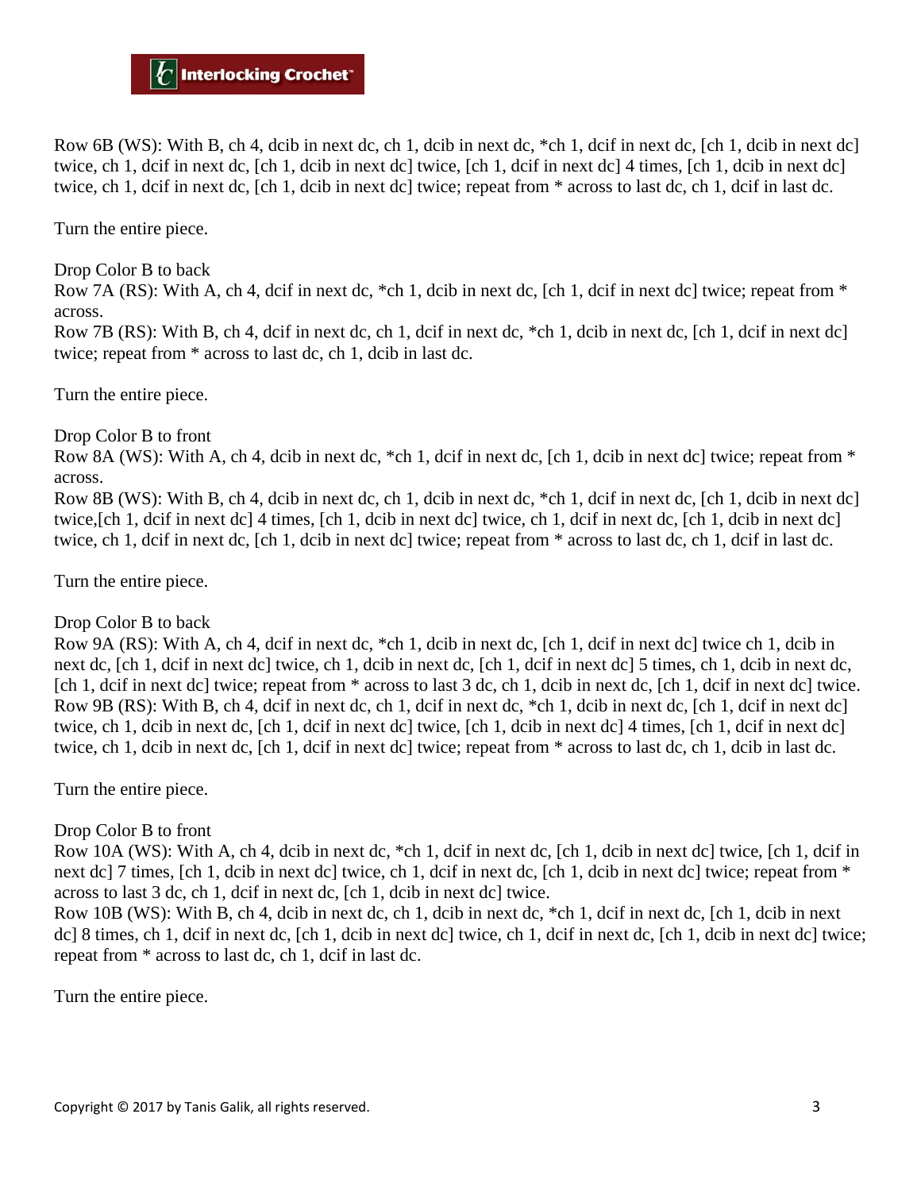Row 6B (WS): With B, ch 4, dcib in next dc, ch 1, dcib in next dc, *ch 1, dcif in next dc, [ch 1, dcib in next dc] twice, ch 1, dcif in next dc, [ch 1, dcib in next dc] twice, [ch 1, dcif in next dc] 4 times, [ch 1, dcib in next dc] twice, ch 1, dcif in next dc, [ch 1, dcib in next dc] twice; repeat from * across to last dc, ch 1, dcif in last dc.

Turn the entire piece.

Drop Color B to back
Row 7A (RS): With A, ch 4, dcif in next dc, *ch 1, dcib in next dc, [ch 1, dcif in next dc] twice; repeat from * across.
Row 7B (RS): With B, ch 4, dcif in next dc, ch 1, dcif in next dc, *ch 1, dcib in next dc, [ch 1, dcif in next dc] twice; repeat from * across to last dc, ch 1, dcib in last dc.

Turn the entire piece.

Drop Color B to front
Row 8A (WS): With A, ch 4, dcib in next dc, *ch 1, dcif in next dc, [ch 1, dcib in next dc] twice; repeat from * across.
Row 8B (WS): With B, ch 4, dcib in next dc, ch 1, dcib in next dc, *ch 1, dcif in next dc, [ch 1, dcib in next dc] twice,[ch 1, dcif in next dc] 4 times, [ch 1, dcib in next dc] twice, ch 1, dcif in next dc, [ch 1, dcib in next dc] twice, ch 1, dcif in next dc, [ch 1, dcib in next dc] twice; repeat from * across to last dc, ch 1, dcif in last dc.

Turn the entire piece.

Drop Color B to back
Row 9A (RS): With A, ch 4, dcif in next dc, *ch 1, dcib in next dc, [ch 1, dcif in next dc] twice ch 1, dcib in next dc, [ch 1, dcif in next dc] twice, ch 1, dcib in next dc, [ch 1, dcif in next dc] 5 times, ch 1, dcib in next dc, [ch 1, dcif in next dc] twice; repeat from * across to last 3 dc, ch 1, dcib in next dc, [ch 1, dcif in next dc] twice.
Row 9B (RS): With B, ch 4, dcif in next dc, ch 1, dcif in next dc, *ch 1, dcib in next dc, [ch 1, dcif in next dc] twice, ch 1, dcib in next dc, [ch 1, dcif in next dc] twice, [ch 1, dcib in next dc] 4 times, [ch 1, dcif in next dc] twice, ch 1, dcib in next dc, [ch 1, dcif in next dc] twice; repeat from * across to last dc, ch 1, dcib in last dc.

Turn the entire piece.

Drop Color B to front
Row 10A (WS): With A, ch 4, dcib in next dc, *ch 1, dcif in next dc, [ch 1, dcib in next dc] twice, [ch 1, dcif in next dc] 7 times, [ch 1, dcib in next dc] twice, ch 1, dcif in next dc, [ch 1, dcib in next dc] twice; repeat from * across to last 3 dc, ch 1, dcif in next dc, [ch 1, dcib in next dc] twice.
Row 10B (WS): With B, ch 4, dcib in next dc, ch 1, dcib in next dc, *ch 1, dcif in next dc, [ch 1, dcib in next dc] 8 times, ch 1, dcif in next dc, [ch 1, dcib in next dc] twice, ch 1, dcif in next dc, [ch 1, dcib in next dc] twice; repeat from * across to last dc, ch 1, dcif in last dc.

Turn the entire piece.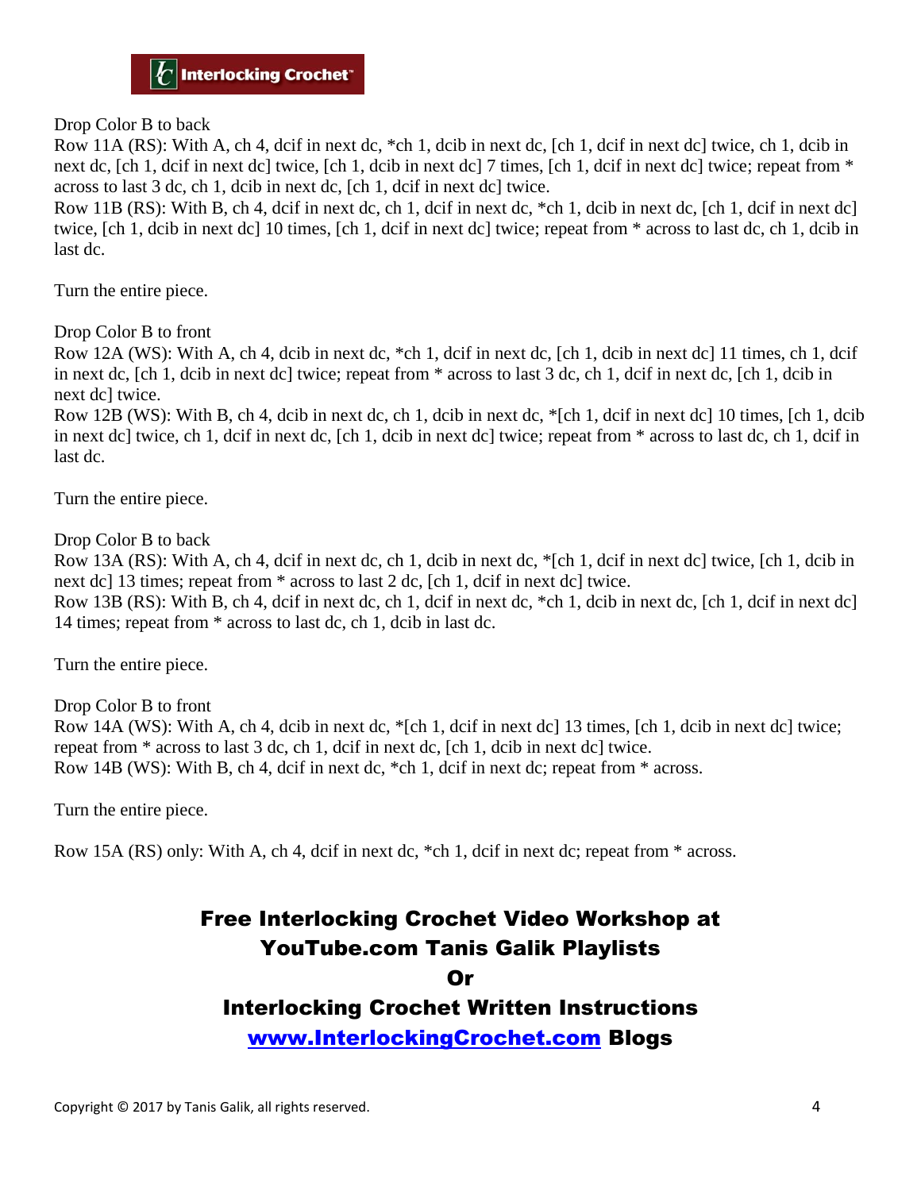Drop Color B to back

Row 11A (RS): With A, ch 4, dcif in next dc, *ch 1, dcib in next dc, [ch 1, dcif in next dc] twice, ch 1, dcib in next dc, [ch 1, dcif in next dc] twice, [ch 1, dcib in next dc] 7 times, [ch 1, dcif in next dc] twice; repeat from * across to last 3 dc, ch 1, dcib in next dc, [ch 1, dcif in next dc] twice.

Row 11B (RS): With B, ch 4, dcif in next dc, ch 1, dcif in next dc, *ch 1, dcib in next dc, [ch 1, dcif in next dc] twice, [ch 1, dcib in next dc] 10 times, [ch 1, dcif in next dc] twice; repeat from * across to last dc, ch 1, dcib in last dc.

Turn the entire piece.

Drop Color B to front

Row 12A (WS): With A, ch 4, dcib in next dc, *ch 1, dcif in next dc, [ch 1, dcib in next dc] 11 times, ch 1, dcif in next dc, [ch 1, dcib in next dc] twice; repeat from * across to last 3 dc, ch 1, dcif in next dc, [ch 1, dcib in next dc] twice.

Row 12B (WS): With B, ch 4, dcib in next dc, ch 1, dcib in next dc, *[ch 1, dcif in next dc] 10 times, [ch 1, dcib in next dc] twice, ch 1, dcif in next dc, [ch 1, dcib in next dc] twice; repeat from * across to last dc, ch 1, dcif in last dc.

Turn the entire piece.

Drop Color B to back

Row 13A (RS): With A, ch 4, dcif in next dc, ch 1, dcib in next dc, *[ch 1, dcif in next dc] twice, [ch 1, dcib in next dc] 13 times; repeat from * across to last 2 dc, [ch 1, dcif in next dc] twice.

Row 13B (RS): With B, ch 4, dcif in next dc, ch 1, dcif in next dc, *ch 1, dcib in next dc, [ch 1, dcif in next dc] 14 times; repeat from * across to last dc, ch 1, dcib in last dc.

Turn the entire piece.

Drop Color B to front

Row 14A (WS): With A, ch 4, dcib in next dc, *[ch 1, dcif in next dc] 13 times, [ch 1, dcib in next dc] twice; repeat from * across to last 3 dc, ch 1, dcif in next dc, [ch 1, dcib in next dc] twice.

Row 14B (WS): With B, ch 4, dcif in next dc, *ch 1, dcif in next dc; repeat from * across.

Turn the entire piece.

Row 15A (RS) only: With A, ch 4, dcif in next dc, *ch 1, dcif in next dc; repeat from * across.

**Free Interlocking Crochet Video Workshop at YouTube.com Tanis Galik Playlists**

**Or**

**Interlocking Crochet Written Instructions [www.InterlockingCrochet.com](http://www.InterlockingCrochet.com) Blogs**

Copyright © 2017 by Tanis Galik, all rights reserved.